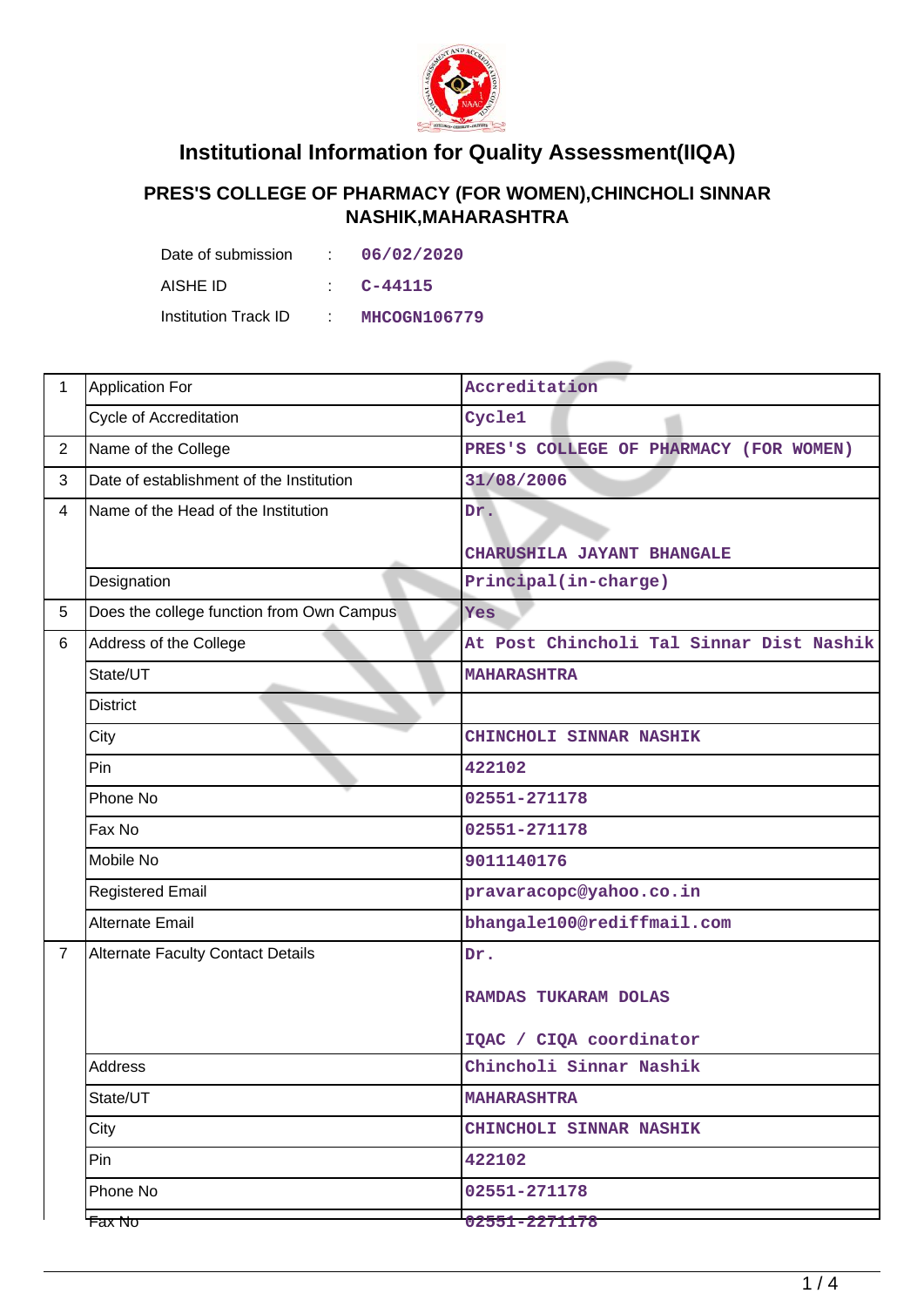# Institutional Information for Quality Assessment(IIQA)

## PRES'S COLLEGE OF PHARMACY (FOR WOMEN),CHINCHOLI SINNAR NASHIK,MAHARASHTRA

| | | |
|---|---|---|
| Date of submission | : | 06/02/2020 |
| AISHE ID | : | C-44115 |
| Institution Track ID | : | MHCOGN106779 |

| | | |
|---|---|---|
| 1 | Application For | Accreditation |
| | Cycle of Accreditation | Cycle1 |
| 2 | Name of the College | PRES'S COLLEGE OF PHARMACY (FOR WOMEN) |
| 3 | Date of establishment of the Institution | 31/08/2006 |
| 4 | Name of the Head of the Institution | Dr.<br><br>CHARUSHILA JAYANT BHANGALE |
| | Designation | Principal(in-charge) |
| 5 | Does the college function from Own Campus | Yes |
| 6 | Address of the College | At Post Chincholi Tal Sinnar Dist Nashik |
| | State/UT | MAHARASHTRA |
| | District | |
| | City | CHINCHOLI SINNAR NASHIK |
| | Pin | 422102 |
| | Phone No | 02551-271178 |
| | Fax No | 02551-271178 |
| | Mobile No | 9011140176 |
| | Registered Email | pravaracopc@yahoo.co.in |
| | Alternate Email | bhangale100@rediffmail.com |
| 7 | Alternate Faculty Contact Details | Dr.<br><br>RAMDAS TUKARAM DOLAS<br><br>IQAC / CIQA coordinator |
| | Address | Chincholi Sinnar Nashik |
| | State/UT | MAHARASHTRA |
| | City | CHINCHOLI SINNAR NASHIK |
| | Pin | 422102 |
| | Phone No | 02551-271178 |
| | Fax No | 02551-2271178 |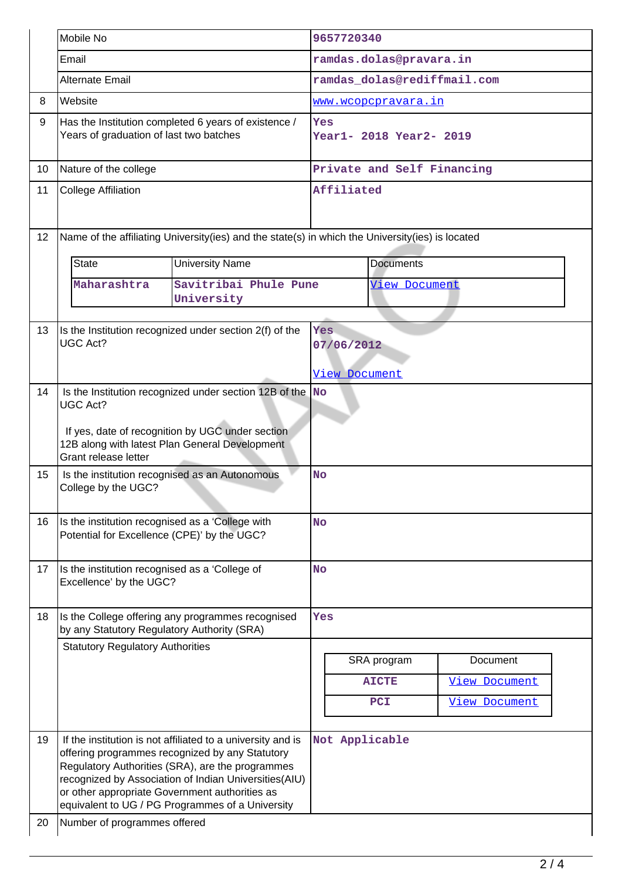|  |  |  |
|---|---|---|
|  | Mobile No | 9657720340 |
|  | Email | ramdas.dolas@pravara.in |
|  | Alternate Email | ramdas_dolas@rediffmail.com |
| 8 | Website | www.wcopcpravara.in |
| 9 | Has the Institution completed 6 years of existence / Years of graduation of last two batches | Yes<br>Year1- 2018 Year2- 2019 |
| 10 | Nature of the college | Private and Self Financing |
| 11 | College Affiliation | Affiliated |
| 12 | Name of the affiliating University(ies) and the state(s) in which the University(ies) is located |  |

| State | University Name | Documents |
|---|---|---|
| Maharashtra | Savitribai Phule Pune University | View Document |

|  |  |  |
|---|---|---|
| 13 | Is the Institution recognized under section 2(f) of the UGC Act? | Yes<br>07/06/2012<br><br>View Document |
| 14 | Is the Institution recognized under section 12B of the UGC Act?<br><br>If yes, date of recognition by UGC under section 12B along with latest Plan General Development Grant release letter | No |
| 15 | Is the institution recognised as an Autonomous College by the UGC? | No |
| 16 | Is the institution recognised as a 'College with Potential for Excellence (CPE)' by the UGC? | No |
| 17 | Is the institution recognised as a 'College of Excellence' by the UGC? | No |
| 18 | Is the College offering any programmes recognised by any Statutory Regulatory Authority (SRA) | Yes |
|  | Statutory Regulatory Authorities |  |

| SRA program | Document |
|---|---|
| AICTE | View Document |
| PCI | View Document |

|  |  |  |
|---|---|---|
| 19 | If the institution is not affiliated to a university and is offering programmes recognized by any Statutory Regulatory Authorities (SRA), are the programmes recognized by Association of Indian Universities(AIU) or other appropriate Government authorities as equivalent to UG / PG Programmes of a University | Not Applicable |
| 20 | Number of programmes offered |  |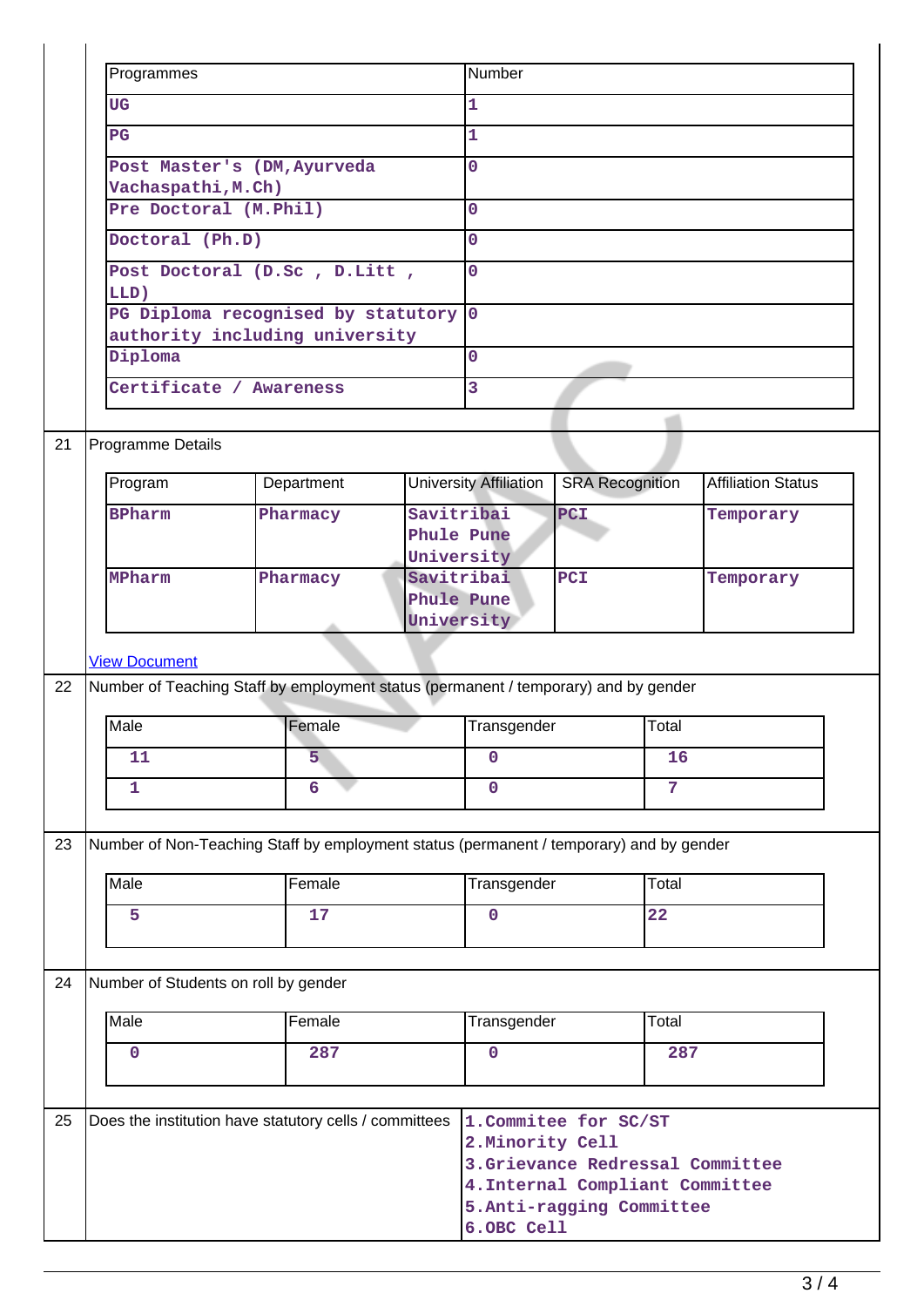| Programmes | Number |
|---|---|
| UG | 1 |
| PG | 1 |
| Post Master's (DM,Ayurveda Vachaspathi,M.Ch) | 0 |
| Pre Doctoral (M.Phil) | 0 |
| Doctoral (Ph.D) | 0 |
| Post Doctoral (D.Sc , D.Litt , LLD) | 0 |
| PG Diploma recognised by statutory authority including university | 0 |
| Diploma | 0 |
| Certificate / Awareness | 3 |

21 Programme Details

| Program | Department | University Affiliation | SRA Recognition | Affiliation Status |
|---|---|---|---|---|
| BPharm | Pharmacy | Savitribai Phule Pune University | PCI | Temporary |
| MPharm | Pharmacy | Savitribai Phule Pune University | PCI | Temporary |

View Document

22 Number of Teaching Staff by employment status (permanent / temporary) and by gender

| Male | Female | Transgender | Total |
|---|---|---|---|
| 11 | 5 | 0 | 16 |
| 1 | 6 | 0 | 7 |

23 Number of Non-Teaching Staff by employment status (permanent / temporary) and by gender

| Male | Female | Transgender | Total |
|---|---|---|---|
| 5 | 17 | 0 | 22 |

24 Number of Students on roll by gender

| Male | Female | Transgender | Total |
|---|---|---|---|
| 0 | 287 | 0 | 287 |

25 Does the institution have statutory cells / committees

1.Commitee for SC/ST
2.Minority Cell
3.Grievance Redressal Committee
4.Internal Compliant Committee
5.Anti-ragging Committee
6.OBC Cell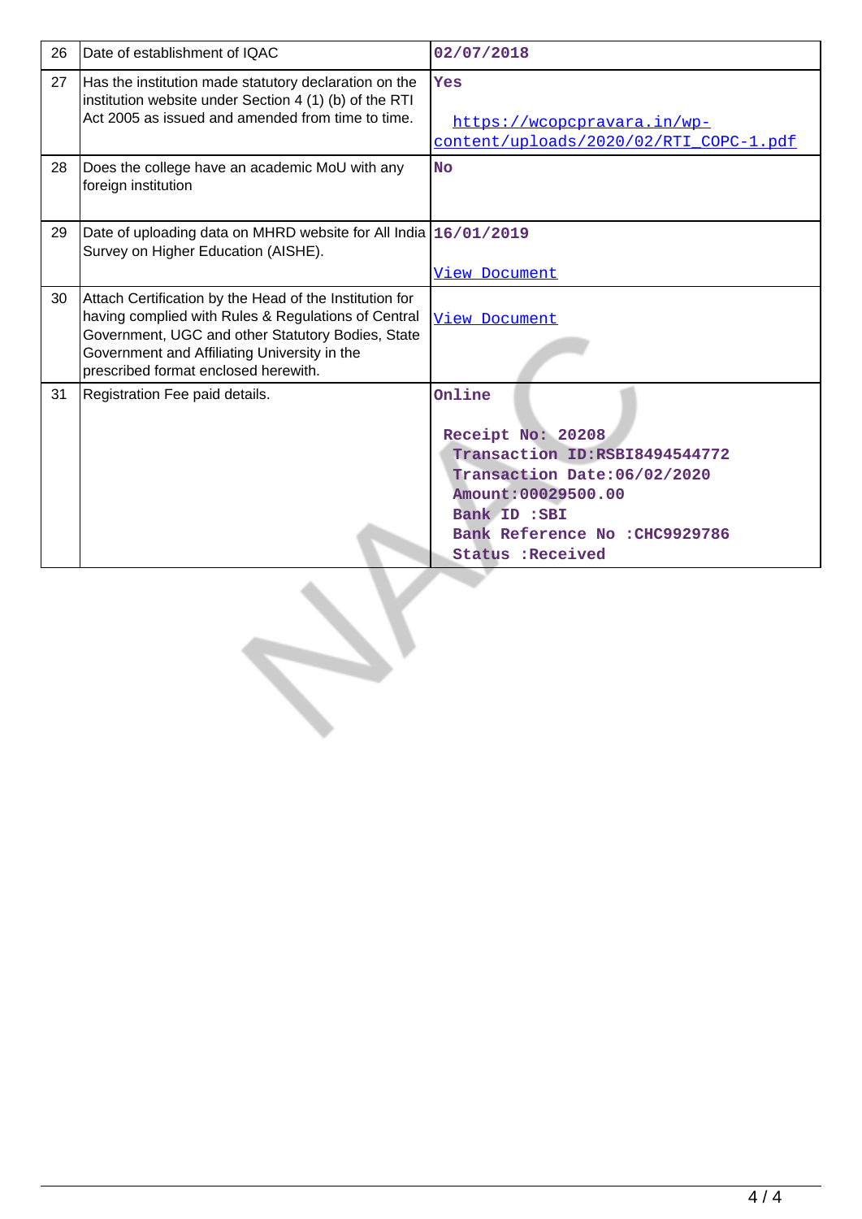| | | |
|---|---|---|
| 26 | Date of establishment of IQAC | 02/07/2018 |
| 27 | Has the institution made statutory declaration on the institution website under Section 4 (1) (b) of the RTI Act 2005 as issued and amended from time to time. | Yes<br><br>https://wcopcpravara.in/wp-content/uploads/2020/02/RTI_COPC-1.pdf |
| 28 | Does the college have an academic MoU with any foreign institution | No |
| 29 | Date of uploading data on MHRD website for All India Survey on Higher Education (AISHE). | 16/01/2019<br><br>View Document |
| 30 | Attach Certification by the Head of the Institution for having complied with Rules & Regulations of Central Government, UGC and other Statutory Bodies, State Government and Affiliating University in the prescribed format enclosed herewith. | View Document |
| 31 | Registration Fee paid details. | Online<br><br>Receipt No: 20208<br>Transaction ID:RSBI8494544772<br>Transaction Date:06/02/2020<br>Amount:00029500.00<br>Bank ID :SBI<br>Bank Reference No :CHC9929786<br>Status :Received |